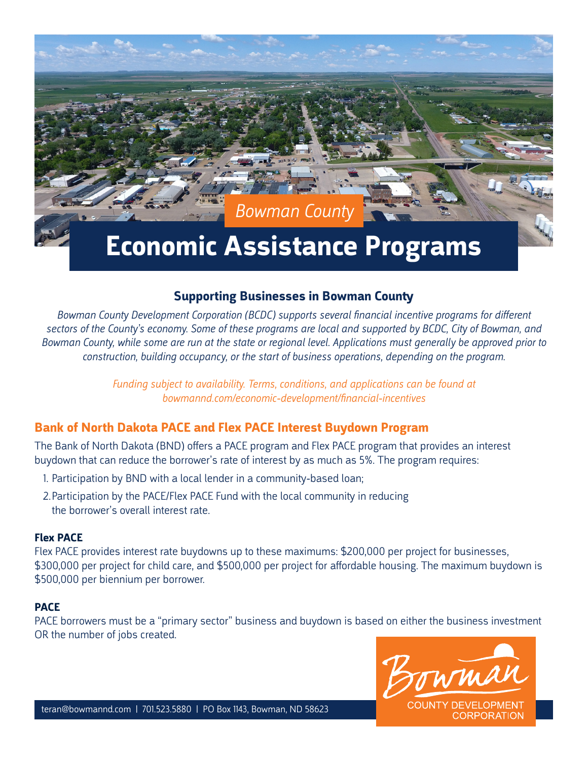*Bowman County*

# Economic Assistance Programs

### Supporting Businesses in Bowman County

*Bowman County Development Corporation (BCDC) supports several financial incentive programs for different sectors of the County's economy. Some of these programs are local and supported by BCDC, City of Bowman, and Bowman County, while some are run at the state or regional level. Applications must generally be approved prior to construction, building occupancy, or the start of business operations, depending on the program.*

*Funding subject to availability. Terms, conditions, and applications can be found at bowmannd.com/economic-development/financial-incentives*

## Bank of North Dakota PACE and Flex PACE Interest Buydown Program

The Bank of North Dakota (BND) offers a PACE program and Flex PACE program that provides an interest buydown that can reduce the borrower's rate of interest by as much as 5%. The program requires:

1. Participation by BND with a local lender in a community-based loan;
2. Participation by the PACE/Flex PACE Fund with the local community in reducing the borrower's overall interest rate.

### Flex PACE

Flex PACE provides interest rate buydowns up to these maximums: $200,000 per project for businesses, $300,000 per project for child care, and $500,000 per project for affordable housing. The maximum buydown is $500,000 per biennium per borrower.

### PACE

PACE borrowers must be a "primary sector" business and buydown is based on either the business investment OR the number of jobs created.

teran@bowmannd.com | 701.523.5880 | PO Box 1143, Bowman, ND 58623

Bowman COUNTY DEVELOPMENT CORPORATION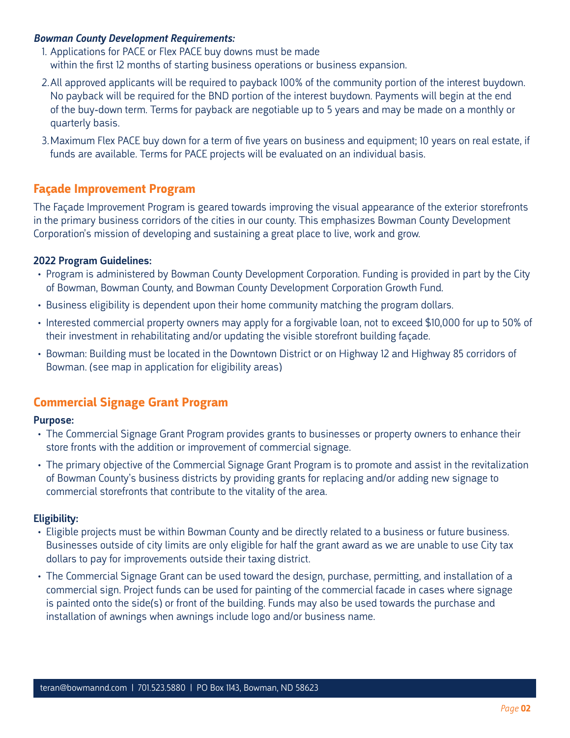***Bowman County Development Requirements:***

1. Applications for PACE or Flex PACE buy downs must be made within the first 12 months of starting business operations or business expansion.
2. All approved applicants will be required to payback 100% of the community portion of the interest buydown. No payback will be required for the BND portion of the interest buydown. Payments will begin at the end of the buy-down term. Terms for payback are negotiable up to 5 years and may be made on a monthly or quarterly basis.
3. Maximum Flex PACE buy down for a term of five years on business and equipment; 10 years on real estate, if funds are available. Terms for PACE projects will be evaluated on an individual basis.

## Façade Improvement Program

The Façade Improvement Program is geared towards improving the visual appearance of the exterior storefronts in the primary business corridors of the cities in our county. This emphasizes Bowman County Development Corporation's mission of developing and sustaining a great place to live, work and grow.

**2022 Program Guidelines:**

- Program is administered by Bowman County Development Corporation. Funding is provided in part by the City of Bowman, Bowman County, and Bowman County Development Corporation Growth Fund.
- Business eligibility is dependent upon their home community matching the program dollars.
- Interested commercial property owners may apply for a forgivable loan, not to exceed $10,000 for up to 50% of their investment in rehabilitating and/or updating the visible storefront building façade.
- Bowman: Building must be located in the Downtown District or on Highway 12 and Highway 85 corridors of Bowman. (see map in application for eligibility areas)

## Commercial Signage Grant Program

**Purpose:**

- The Commercial Signage Grant Program provides grants to businesses or property owners to enhance their store fronts with the addition or improvement of commercial signage.
- The primary objective of the Commercial Signage Grant Program is to promote and assist in the revitalization of Bowman County's business districts by providing grants for replacing and/or adding new signage to commercial storefronts that contribute to the vitality of the area.

**Eligibility:**

- Eligible projects must be within Bowman County and be directly related to a business or future business. Businesses outside of city limits are only eligible for half the grant award as we are unable to use City tax dollars to pay for improvements outside their taxing district.
- The Commercial Signage Grant can be used toward the design, purchase, permitting, and installation of a commercial sign. Project funds can be used for painting of the commercial facade in cases where signage is painted onto the side(s) or front of the building. Funds may also be used towards the purchase and installation of awnings when awnings include logo and/or business name.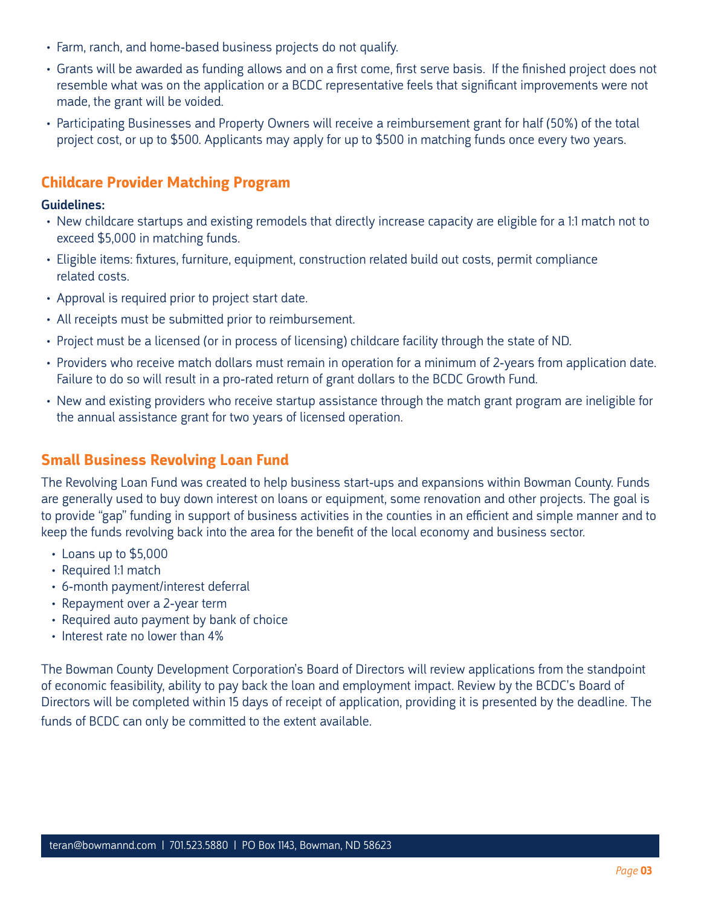- Farm, ranch, and home-based business projects do not qualify.
- Grants will be awarded as funding allows and on a first come, first serve basis. If the finished project does not resemble what was on the application or a BCDC representative feels that significant improvements were not made, the grant will be voided.
- Participating Businesses and Property Owners will receive a reimbursement grant for half (50%) of the total project cost, or up to $500. Applicants may apply for up to $500 in matching funds once every two years.

## Childcare Provider Matching Program

**Guidelines:**

- New childcare startups and existing remodels that directly increase capacity are eligible for a 1:1 match not to exceed $5,000 in matching funds.
- Eligible items: fixtures, furniture, equipment, construction related build out costs, permit compliance related costs.
- Approval is required prior to project start date.
- All receipts must be submitted prior to reimbursement.
- Project must be a licensed (or in process of licensing) childcare facility through the state of ND.
- Providers who receive match dollars must remain in operation for a minimum of 2-years from application date. Failure to do so will result in a pro-rated return of grant dollars to the BCDC Growth Fund.
- New and existing providers who receive startup assistance through the match grant program are ineligible for the annual assistance grant for two years of licensed operation.

## Small Business Revolving Loan Fund

The Revolving Loan Fund was created to help business start-ups and expansions within Bowman County. Funds are generally used to buy down interest on loans or equipment, some renovation and other projects. The goal is to provide "gap" funding in support of business activities in the counties in an efficient and simple manner and to keep the funds revolving back into the area for the benefit of the local economy and business sector.

- Loans up to $5,000
- Required 1:1 match
- 6-month payment/interest deferral
- Repayment over a 2-year term
- Required auto payment by bank of choice
- Interest rate no lower than 4%

The Bowman County Development Corporation's Board of Directors will review applications from the standpoint of economic feasibility, ability to pay back the loan and employment impact. Review by the BCDC's Board of Directors will be completed within 15 days of receipt of application, providing it is presented by the deadline. The funds of BCDC can only be committed to the extent available.

teran@bowmannd.com | 701.523.5880 | PO Box 1143, Bowman, ND 58623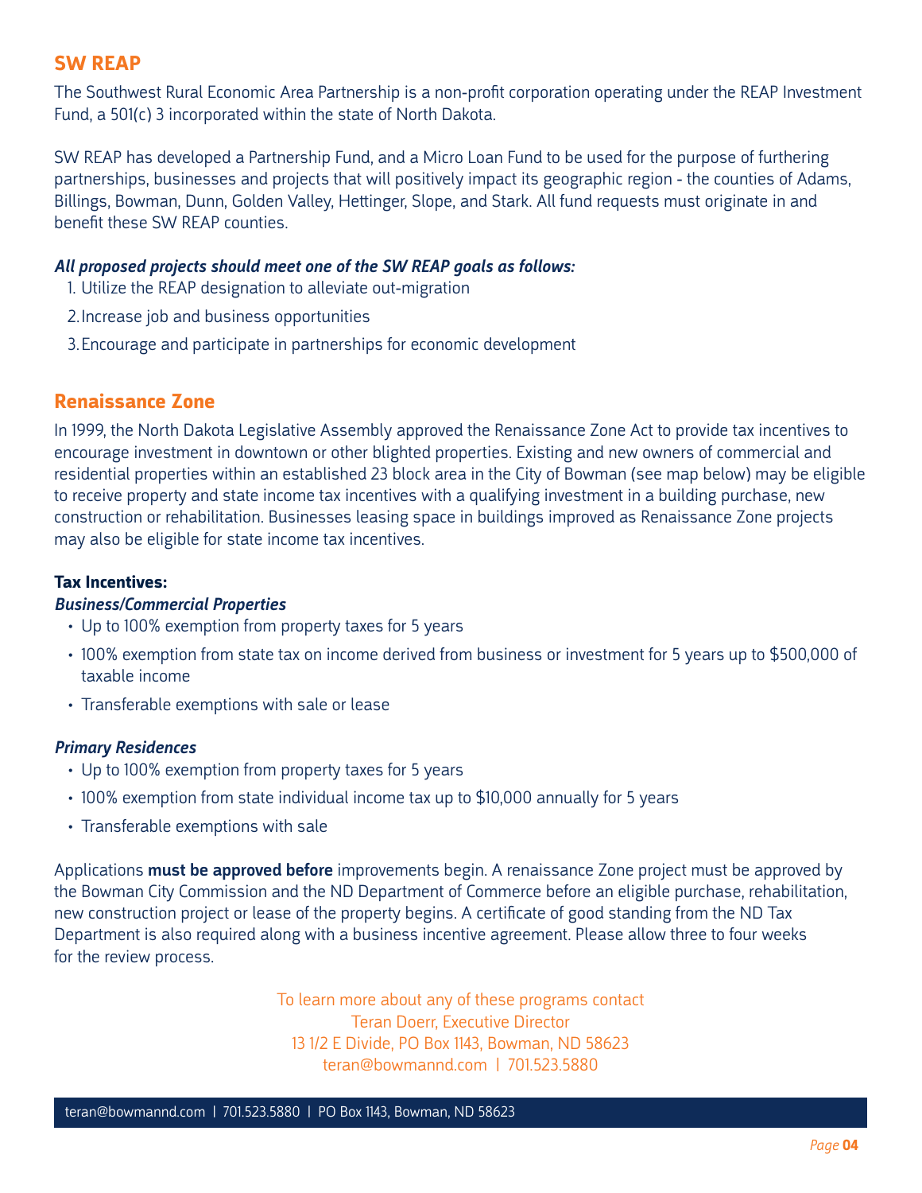## SW REAP

The Southwest Rural Economic Area Partnership is a non-profit corporation operating under the REAP Investment Fund, a 501(c) 3 incorporated within the state of North Dakota.

SW REAP has developed a Partnership Fund, and a Micro Loan Fund to be used for the purpose of furthering partnerships, businesses and projects that will positively impact its geographic region - the counties of Adams, Billings, Bowman, Dunn, Golden Valley, Hettinger, Slope, and Stark. All fund requests must originate in and benefit these SW REAP counties.

***All proposed projects should meet one of the SW REAP goals as follows:***

1. Utilize the REAP designation to alleviate out-migration
2. Increase job and business opportunities
3. Encourage and participate in partnerships for economic development

## Renaissance Zone

In 1999, the North Dakota Legislative Assembly approved the Renaissance Zone Act to provide tax incentives to encourage investment in downtown or other blighted properties. Existing and new owners of commercial and residential properties within an established 23 block area in the City of Bowman (see map below) may be eligible to receive property and state income tax incentives with a qualifying investment in a building purchase, new construction or rehabilitation. Businesses leasing space in buildings improved as Renaissance Zone projects may also be eligible for state income tax incentives.

**Tax Incentives:**

***Business/Commercial Properties***

- Up to 100% exemption from property taxes for 5 years
- 100% exemption from state tax on income derived from business or investment for 5 years up to $500,000 of taxable income
- Transferable exemptions with sale or lease

***Primary Residences***

- Up to 100% exemption from property taxes for 5 years
- 100% exemption from state individual income tax up to $10,000 annually for 5 years
- Transferable exemptions with sale

Applications **must be approved before** improvements begin. A renaissance Zone project must be approved by the Bowman City Commission and the ND Department of Commerce before an eligible purchase, rehabilitation, new construction project or lease of the property begins. A certificate of good standing from the ND Tax Department is also required along with a business incentive agreement. Please allow three to four weeks for the review process.

To learn more about any of these programs contact
Teran Doerr, Executive Director
13 1/2 E Divide, PO Box 1143, Bowman, ND 58623
teran@bowmannd.com | 701.523.5880